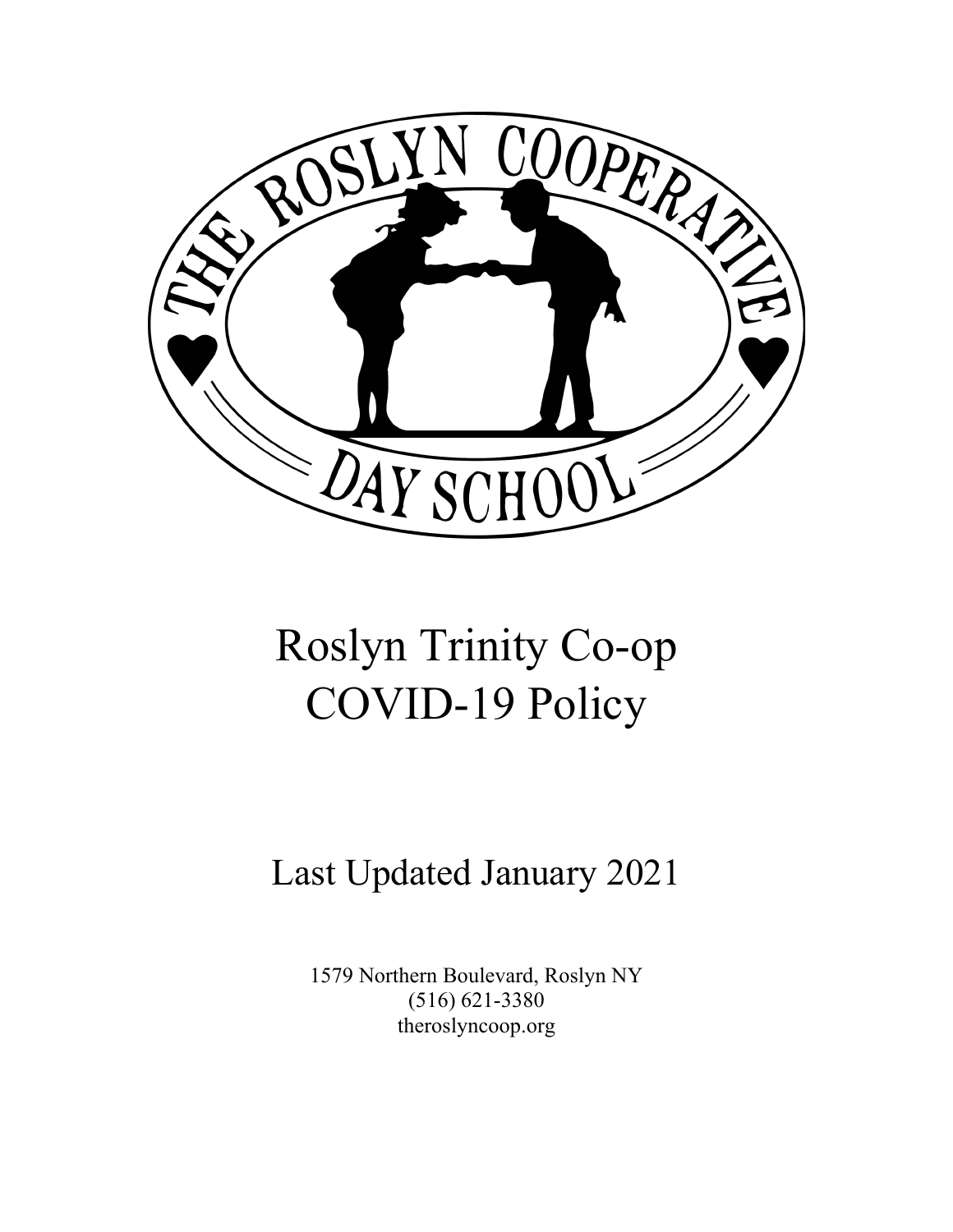THE ROSLYN COOPERATIVE DAY SCHOOL

# Roslyn Trinity Co-op COVID-19 Policy

## Last Updated January 2021

1579 Northern Boulevard, Roslyn NY
(516) 621-3380
theroslyncoop.org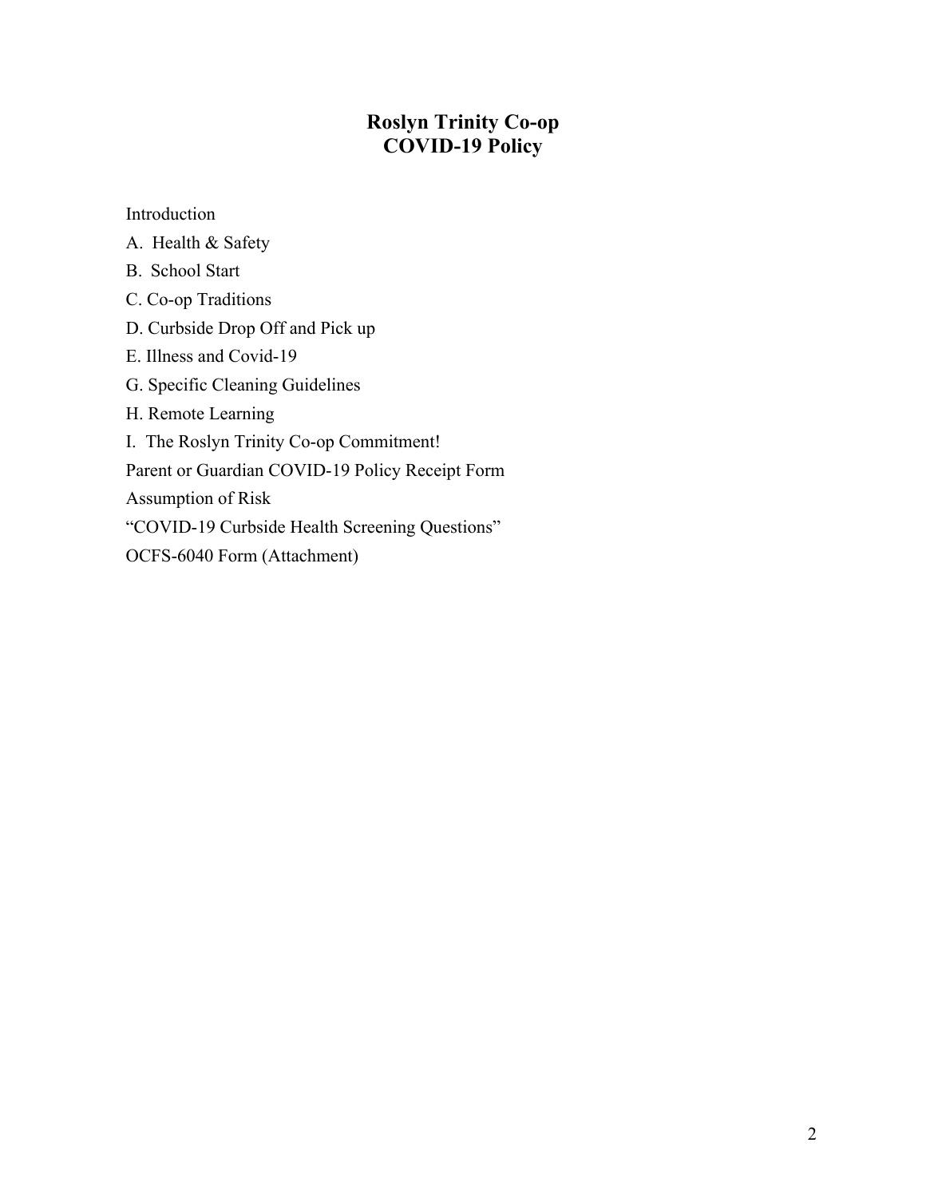# Roslyn Trinity Co-op
# COVID-19 Policy

Introduction

A. Health & Safety

B. School Start

C. Co-op Traditions

D. Curbside Drop Off and Pick up

E. Illness and Covid-19

G. Specific Cleaning Guidelines

H. Remote Learning

I. The Roslyn Trinity Co-op Commitment!

Parent or Guardian COVID-19 Policy Receipt Form

Assumption of Risk

"COVID-19 Curbside Health Screening Questions"

OCFS-6040 Form (Attachment)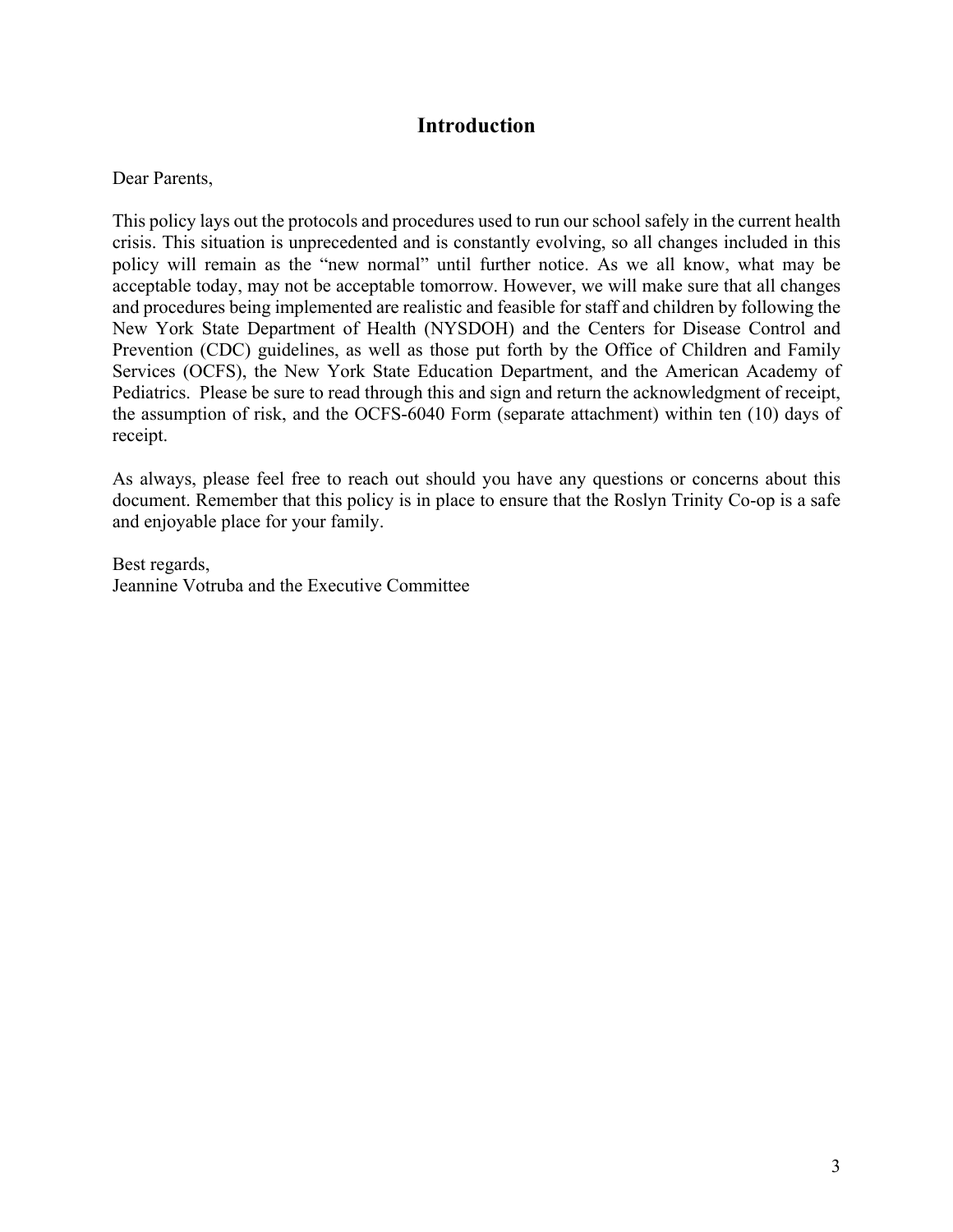## Introduction

Dear Parents,

This policy lays out the protocols and procedures used to run our school safely in the current health crisis. This situation is unprecedented and is constantly evolving, so all changes included in this policy will remain as the "new normal" until further notice. As we all know, what may be acceptable today, may not be acceptable tomorrow. However, we will make sure that all changes and procedures being implemented are realistic and feasible for staff and children by following the New York State Department of Health (NYSDOH) and the Centers for Disease Control and Prevention (CDC) guidelines, as well as those put forth by the Office of Children and Family Services (OCFS), the New York State Education Department, and the American Academy of Pediatrics. Please be sure to read through this and sign and return the acknowledgment of receipt, the assumption of risk, and the OCFS-6040 Form (separate attachment) within ten (10) days of receipt.

As always, please feel free to reach out should you have any questions or concerns about this document. Remember that this policy is in place to ensure that the Roslyn Trinity Co-op is a safe and enjoyable place for your family.

Best regards,
Jeannine Votruba and the Executive Committee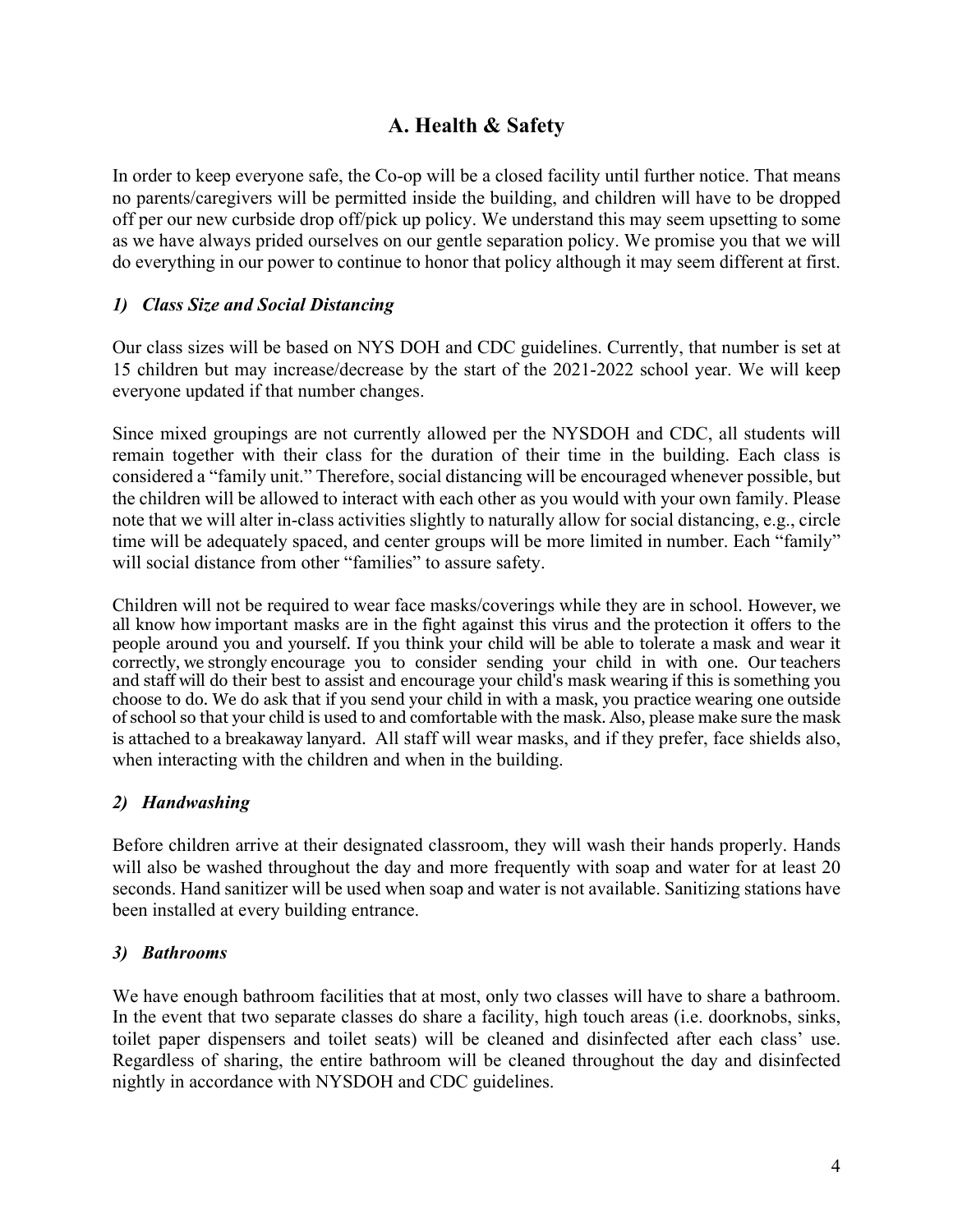## A. Health & Safety

In order to keep everyone safe, the Co-op will be a closed facility until further notice. That means no parents/caregivers will be permitted inside the building, and children will have to be dropped off per our new curbside drop off/pick up policy. We understand this may seem upsetting to some as we have always prided ourselves on our gentle separation policy. We promise you that we will do everything in our power to continue to honor that policy although it may seem different at first.

### *1) Class Size and Social Distancing*

Our class sizes will be based on NYS DOH and CDC guidelines. Currently, that number is set at 15 children but may increase/decrease by the start of the 2021-2022 school year. We will keep everyone updated if that number changes.

Since mixed groupings are not currently allowed per the NYSDOH and CDC, all students will remain together with their class for the duration of their time in the building. Each class is considered a "family unit." Therefore, social distancing will be encouraged whenever possible, but the children will be allowed to interact with each other as you would with your own family. Please note that we will alter in-class activities slightly to naturally allow for social distancing, e.g., circle time will be adequately spaced, and center groups will be more limited in number. Each "family" will social distance from other "families" to assure safety.

Children will not be required to wear face masks/coverings while they are in school. However, we all know how important masks are in the fight against this virus and the protection it offers to the people around you and yourself. If you think your child will be able to tolerate a mask and wear it correctly, we strongly encourage you to consider sending your child in with one. Our teachers and staff will do their best to assist and encourage your child's mask wearing if this is something you choose to do. We do ask that if you send your child in with a mask, you practice wearing one outside of school so that your child is used to and comfortable with the mask. Also, please make sure the mask is attached to a breakaway lanyard. All staff will wear masks, and if they prefer, face shields also, when interacting with the children and when in the building.

### *2) Handwashing*

Before children arrive at their designated classroom, they will wash their hands properly. Hands will also be washed throughout the day and more frequently with soap and water for at least 20 seconds. Hand sanitizer will be used when soap and water is not available. Sanitizing stations have been installed at every building entrance.

### *3) Bathrooms*

We have enough bathroom facilities that at most, only two classes will have to share a bathroom. In the event that two separate classes do share a facility, high touch areas (i.e. doorknobs, sinks, toilet paper dispensers and toilet seats) will be cleaned and disinfected after each class' use. Regardless of sharing, the entire bathroom will be cleaned throughout the day and disinfected nightly in accordance with NYSDOH and CDC guidelines.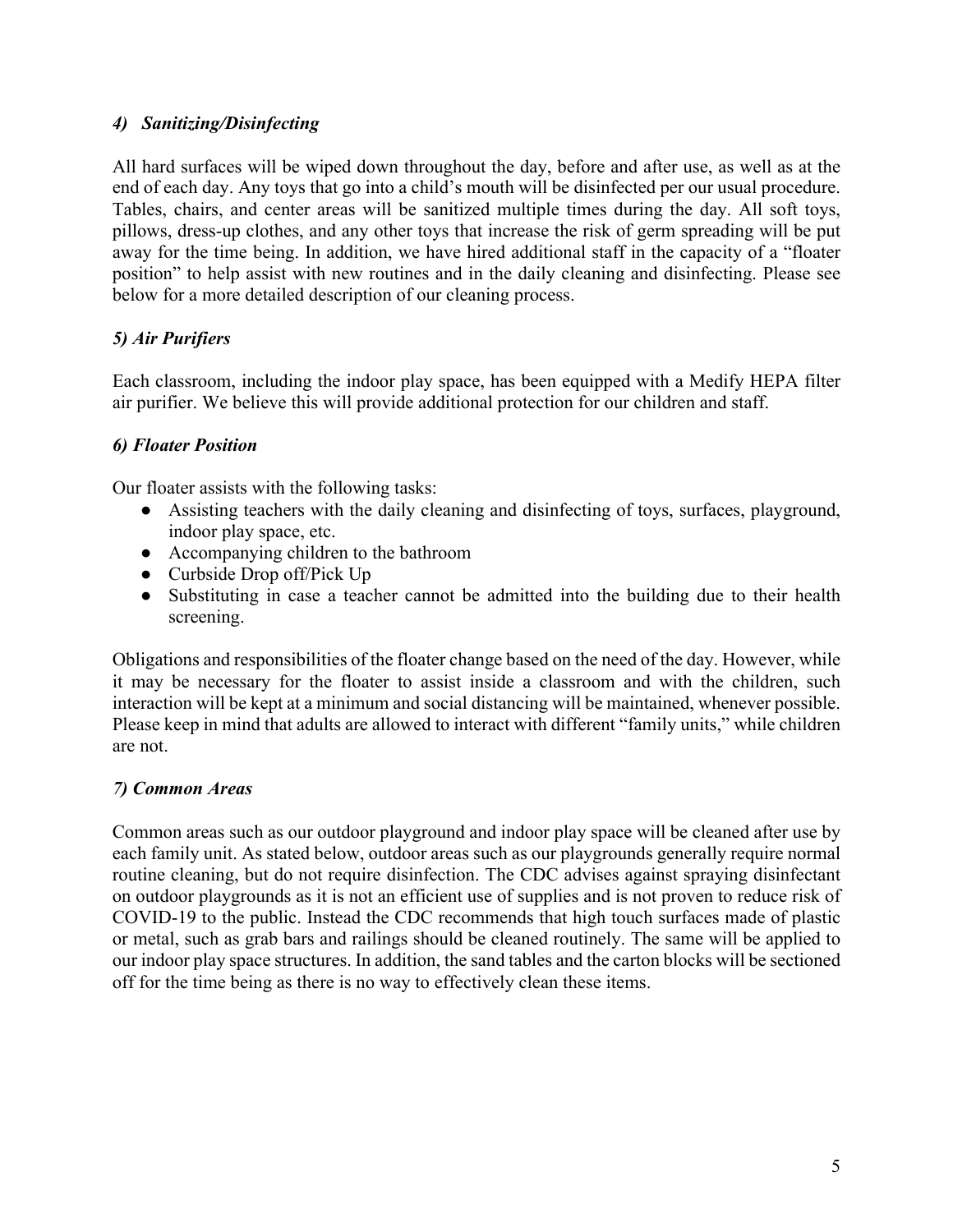### *4) Sanitizing/Disinfecting*

All hard surfaces will be wiped down throughout the day, before and after use, as well as at the end of each day. Any toys that go into a child's mouth will be disinfected per our usual procedure. Tables, chairs, and center areas will be sanitized multiple times during the day. All soft toys, pillows, dress-up clothes, and any other toys that increase the risk of germ spreading will be put away for the time being. In addition, we have hired additional staff in the capacity of a "floater position" to help assist with new routines and in the daily cleaning and disinfecting. Please see below for a more detailed description of our cleaning process.

### *5) Air Purifiers*

Each classroom, including the indoor play space, has been equipped with a Medify HEPA filter air purifier. We believe this will provide additional protection for our children and staff.

### *6) Floater Position*

Our floater assists with the following tasks:

- Assisting teachers with the daily cleaning and disinfecting of toys, surfaces, playground, indoor play space, etc.
- Accompanying children to the bathroom
- Curbside Drop off/Pick Up
- Substituting in case a teacher cannot be admitted into the building due to their health screening.

Obligations and responsibilities of the floater change based on the need of the day. However, while it may be necessary for the floater to assist inside a classroom and with the children, such interaction will be kept at a minimum and social distancing will be maintained, whenever possible. Please keep in mind that adults are allowed to interact with different "family units," while children are not.

### *7) Common Areas*

Common areas such as our outdoor playground and indoor play space will be cleaned after use by each family unit. As stated below, outdoor areas such as our playgrounds generally require normal routine cleaning, but do not require disinfection. The CDC advises against spraying disinfectant on outdoor playgrounds as it is not an efficient use of supplies and is not proven to reduce risk of COVID-19 to the public. Instead the CDC recommends that high touch surfaces made of plastic or metal, such as grab bars and railings should be cleaned routinely. The same will be applied to our indoor play space structures. In addition, the sand tables and the carton blocks will be sectioned off for the time being as there is no way to effectively clean these items.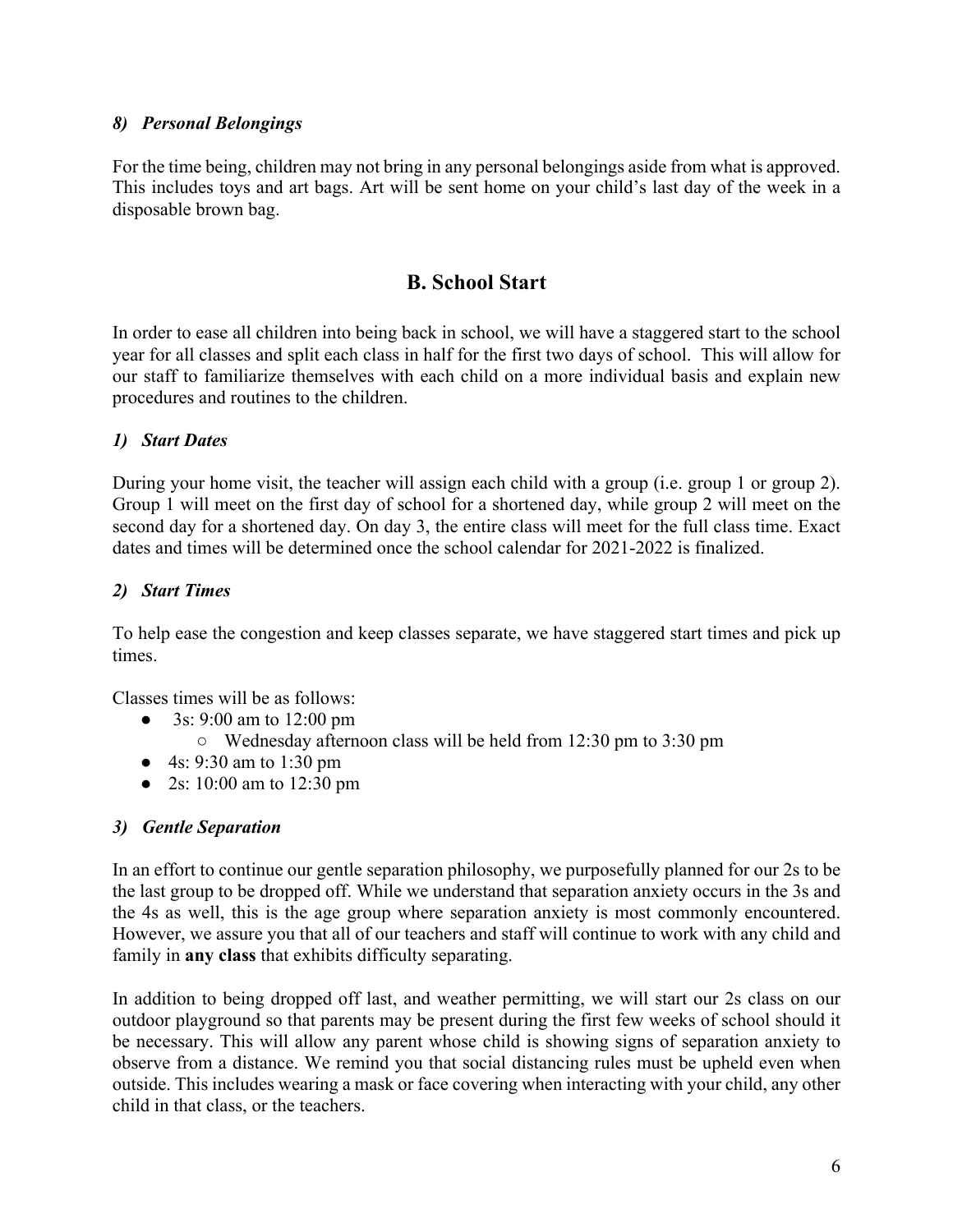### *8) Personal Belongings*

For the time being, children may not bring in any personal belongings aside from what is approved. This includes toys and art bags. Art will be sent home on your child's last day of the week in a disposable brown bag.

## B. School Start

In order to ease all children into being back in school, we will have a staggered start to the school year for all classes and split each class in half for the first two days of school. This will allow for our staff to familiarize themselves with each child on a more individual basis and explain new procedures and routines to the children.

### *1) Start Dates*

During your home visit, the teacher will assign each child with a group (i.e. group 1 or group 2). Group 1 will meet on the first day of school for a shortened day, while group 2 will meet on the second day for a shortened day. On day 3, the entire class will meet for the full class time. Exact dates and times will be determined once the school calendar for 2021-2022 is finalized.

### *2) Start Times*

To help ease the congestion and keep classes separate, we have staggered start times and pick up times.

Classes times will be as follows:

- 3s: 9:00 am to 12:00 pm
  - Wednesday afternoon class will be held from 12:30 pm to 3:30 pm
- 4s: 9:30 am to 1:30 pm
- 2s: 10:00 am to 12:30 pm

### *3) Gentle Separation*

In an effort to continue our gentle separation philosophy, we purposefully planned for our 2s to be the last group to be dropped off. While we understand that separation anxiety occurs in the 3s and the 4s as well, this is the age group where separation anxiety is most commonly encountered. However, we assure you that all of our teachers and staff will continue to work with any child and family in **any class** that exhibits difficulty separating.

In addition to being dropped off last, and weather permitting, we will start our 2s class on our outdoor playground so that parents may be present during the first few weeks of school should it be necessary. This will allow any parent whose child is showing signs of separation anxiety to observe from a distance. We remind you that social distancing rules must be upheld even when outside. This includes wearing a mask or face covering when interacting with your child, any other child in that class, or the teachers.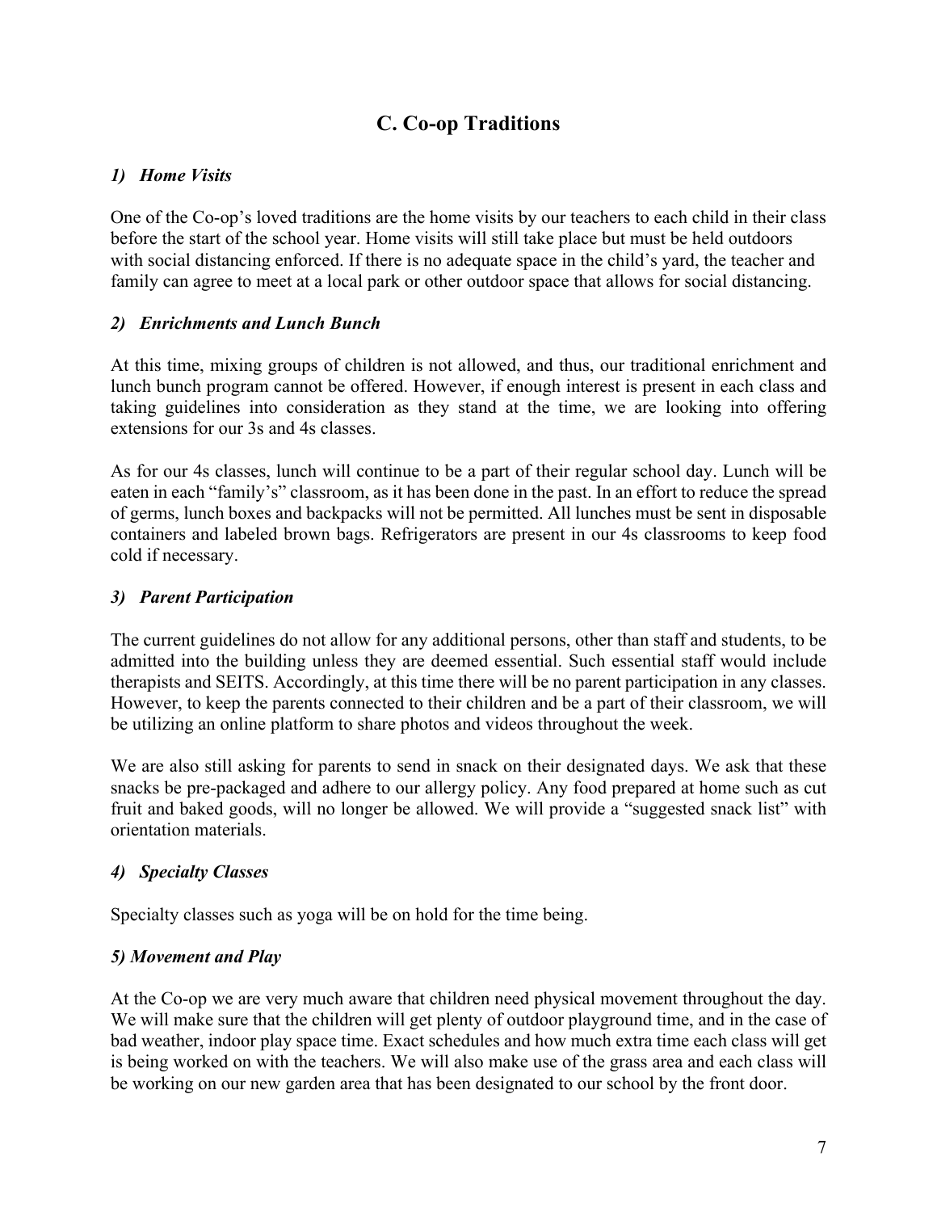## C. Co-op Traditions

### *1) Home Visits*

One of the Co-op's loved traditions are the home visits by our teachers to each child in their class before the start of the school year. Home visits will still take place but must be held outdoors with social distancing enforced. If there is no adequate space in the child's yard, the teacher and family can agree to meet at a local park or other outdoor space that allows for social distancing.

### *2) Enrichments and Lunch Bunch*

At this time, mixing groups of children is not allowed, and thus, our traditional enrichment and lunch bunch program cannot be offered. However, if enough interest is present in each class and taking guidelines into consideration as they stand at the time, we are looking into offering extensions for our 3s and 4s classes.

As for our 4s classes, lunch will continue to be a part of their regular school day. Lunch will be eaten in each "family's" classroom, as it has been done in the past. In an effort to reduce the spread of germs, lunch boxes and backpacks will not be permitted. All lunches must be sent in disposable containers and labeled brown bags. Refrigerators are present in our 4s classrooms to keep food cold if necessary.

### *3) Parent Participation*

The current guidelines do not allow for any additional persons, other than staff and students, to be admitted into the building unless they are deemed essential. Such essential staff would include therapists and SEITS. Accordingly, at this time there will be no parent participation in any classes. However, to keep the parents connected to their children and be a part of their classroom, we will be utilizing an online platform to share photos and videos throughout the week.

We are also still asking for parents to send in snack on their designated days. We ask that these snacks be pre-packaged and adhere to our allergy policy. Any food prepared at home such as cut fruit and baked goods, will no longer be allowed. We will provide a "suggested snack list" with orientation materials.

### *4) Specialty Classes*

Specialty classes such as yoga will be on hold for the time being.

### *5) Movement and Play*

At the Co-op we are very much aware that children need physical movement throughout the day. We will make sure that the children will get plenty of outdoor playground time, and in the case of bad weather, indoor play space time. Exact schedules and how much extra time each class will get is being worked on with the teachers. We will also make use of the grass area and each class will be working on our new garden area that has been designated to our school by the front door.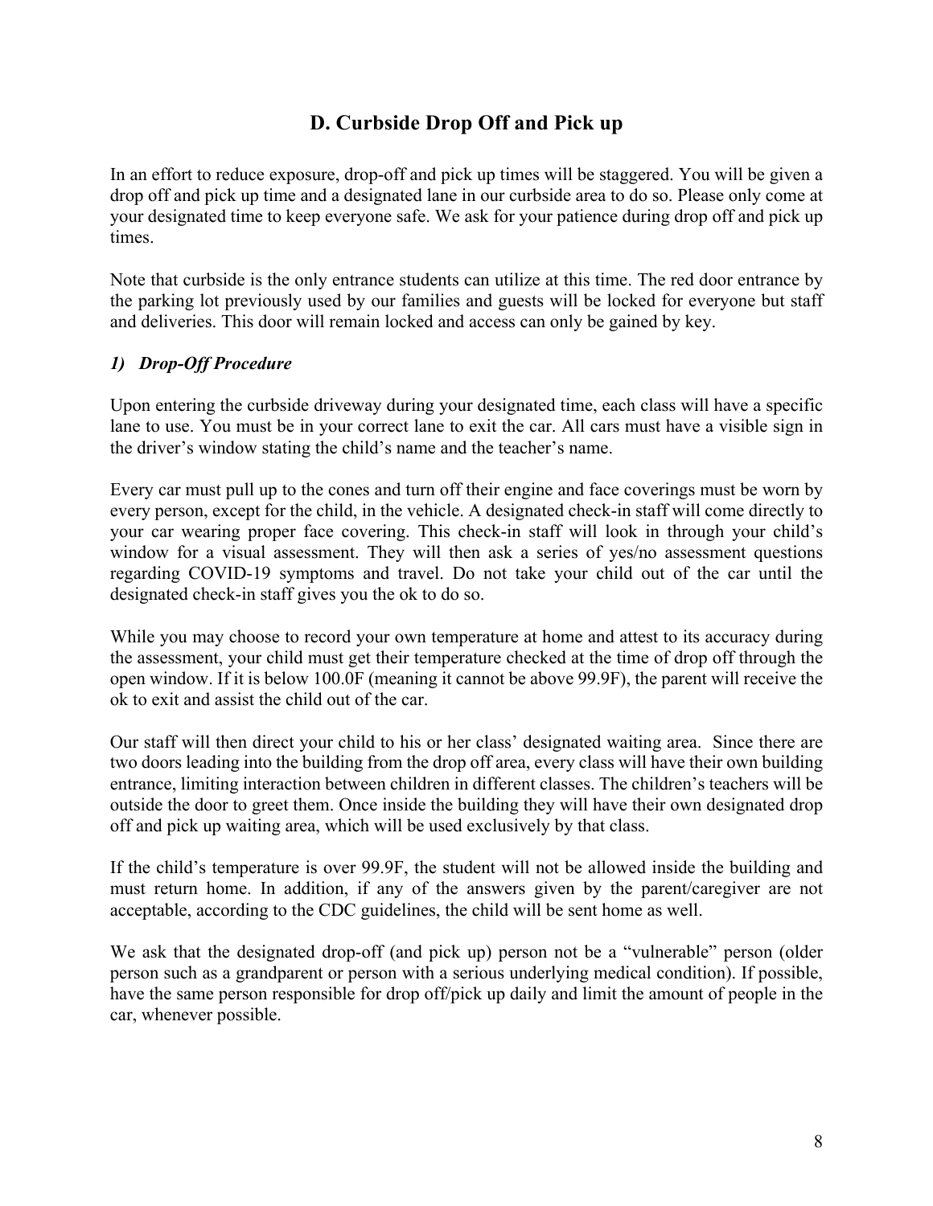## D. Curbside Drop Off and Pick up

In an effort to reduce exposure, drop-off and pick up times will be staggered. You will be given a drop off and pick up time and a designated lane in our curbside area to do so. Please only come at your designated time to keep everyone safe. We ask for your patience during drop off and pick up times.

Note that curbside is the only entrance students can utilize at this time. The red door entrance by the parking lot previously used by our families and guests will be locked for everyone but staff and deliveries. This door will remain locked and access can only be gained by key.

### *1) Drop-Off Procedure*

Upon entering the curbside driveway during your designated time, each class will have a specific lane to use. You must be in your correct lane to exit the car. All cars must have a visible sign in the driver's window stating the child's name and the teacher's name.

Every car must pull up to the cones and turn off their engine and face coverings must be worn by every person, except for the child, in the vehicle. A designated check-in staff will come directly to your car wearing proper face covering. This check-in staff will look in through your child's window for a visual assessment. They will then ask a series of yes/no assessment questions regarding COVID-19 symptoms and travel. Do not take your child out of the car until the designated check-in staff gives you the ok to do so.

While you may choose to record your own temperature at home and attest to its accuracy during the assessment, your child must get their temperature checked at the time of drop off through the open window. If it is below 100.0F (meaning it cannot be above 99.9F), the parent will receive the ok to exit and assist the child out of the car.

Our staff will then direct your child to his or her class' designated waiting area. Since there are two doors leading into the building from the drop off area, every class will have their own building entrance, limiting interaction between children in different classes. The children's teachers will be outside the door to greet them. Once inside the building they will have their own designated drop off and pick up waiting area, which will be used exclusively by that class.

If the child's temperature is over 99.9F, the student will not be allowed inside the building and must return home. In addition, if any of the answers given by the parent/caregiver are not acceptable, according to the CDC guidelines, the child will be sent home as well.

We ask that the designated drop-off (and pick up) person not be a "vulnerable" person (older person such as a grandparent or person with a serious underlying medical condition). If possible, have the same person responsible for drop off/pick up daily and limit the amount of people in the car, whenever possible.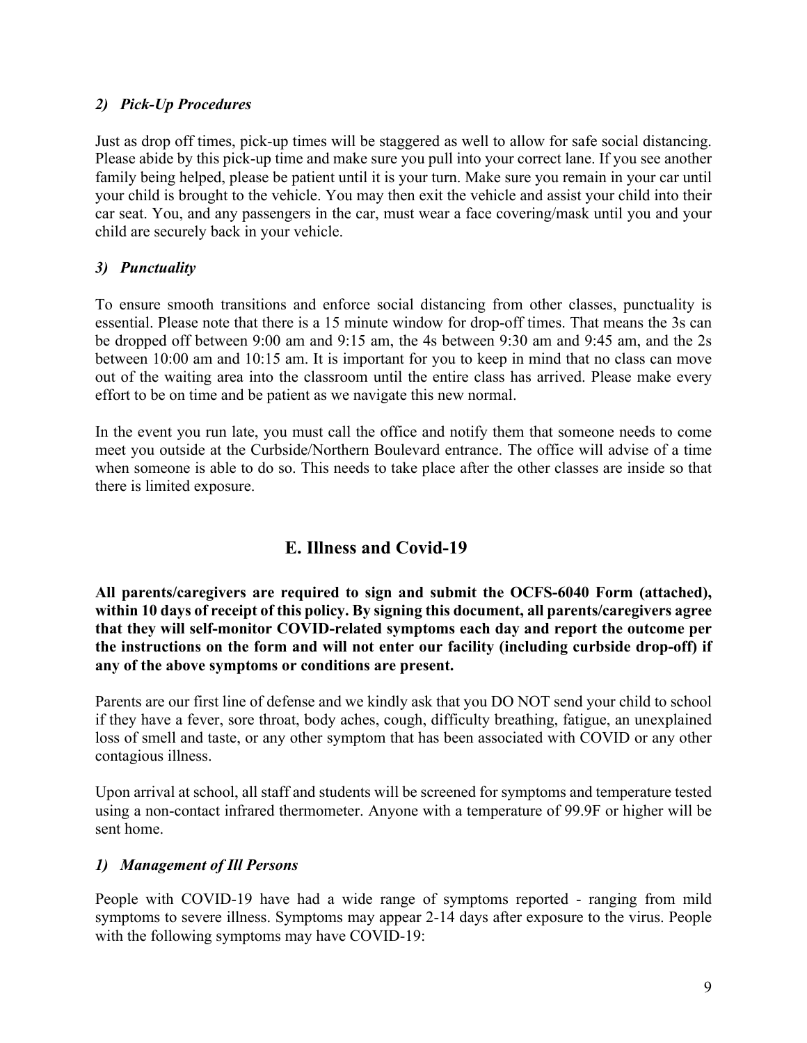### *2) Pick-Up Procedures*

Just as drop off times, pick-up times will be staggered as well to allow for safe social distancing. Please abide by this pick-up time and make sure you pull into your correct lane. If you see another family being helped, please be patient until it is your turn. Make sure you remain in your car until your child is brought to the vehicle. You may then exit the vehicle and assist your child into their car seat. You, and any passengers in the car, must wear a face covering/mask until you and your child are securely back in your vehicle.

### *3) Punctuality*

To ensure smooth transitions and enforce social distancing from other classes, punctuality is essential. Please note that there is a 15 minute window for drop-off times. That means the 3s can be dropped off between 9:00 am and 9:15 am, the 4s between 9:30 am and 9:45 am, and the 2s between 10:00 am and 10:15 am. It is important for you to keep in mind that no class can move out of the waiting area into the classroom until the entire class has arrived. Please make every effort to be on time and be patient as we navigate this new normal.

In the event you run late, you must call the office and notify them that someone needs to come meet you outside at the Curbside/Northern Boulevard entrance. The office will advise of a time when someone is able to do so. This needs to take place after the other classes are inside so that there is limited exposure.

## E. Illness and Covid-19

**All parents/caregivers are required to sign and submit the OCFS-6040 Form (attached), within 10 days of receipt of this policy. By signing this document, all parents/caregivers agree that they will self-monitor COVID-related symptoms each day and report the outcome per the instructions on the form and will not enter our facility (including curbside drop-off) if any of the above symptoms or conditions are present.**

Parents are our first line of defense and we kindly ask that you DO NOT send your child to school if they have a fever, sore throat, body aches, cough, difficulty breathing, fatigue, an unexplained loss of smell and taste, or any other symptom that has been associated with COVID or any other contagious illness.

Upon arrival at school, all staff and students will be screened for symptoms and temperature tested using a non-contact infrared thermometer. Anyone with a temperature of 99.9F or higher will be sent home.

### *1) Management of Ill Persons*

People with COVID-19 have had a wide range of symptoms reported - ranging from mild symptoms to severe illness. Symptoms may appear 2-14 days after exposure to the virus. People with the following symptoms may have COVID-19: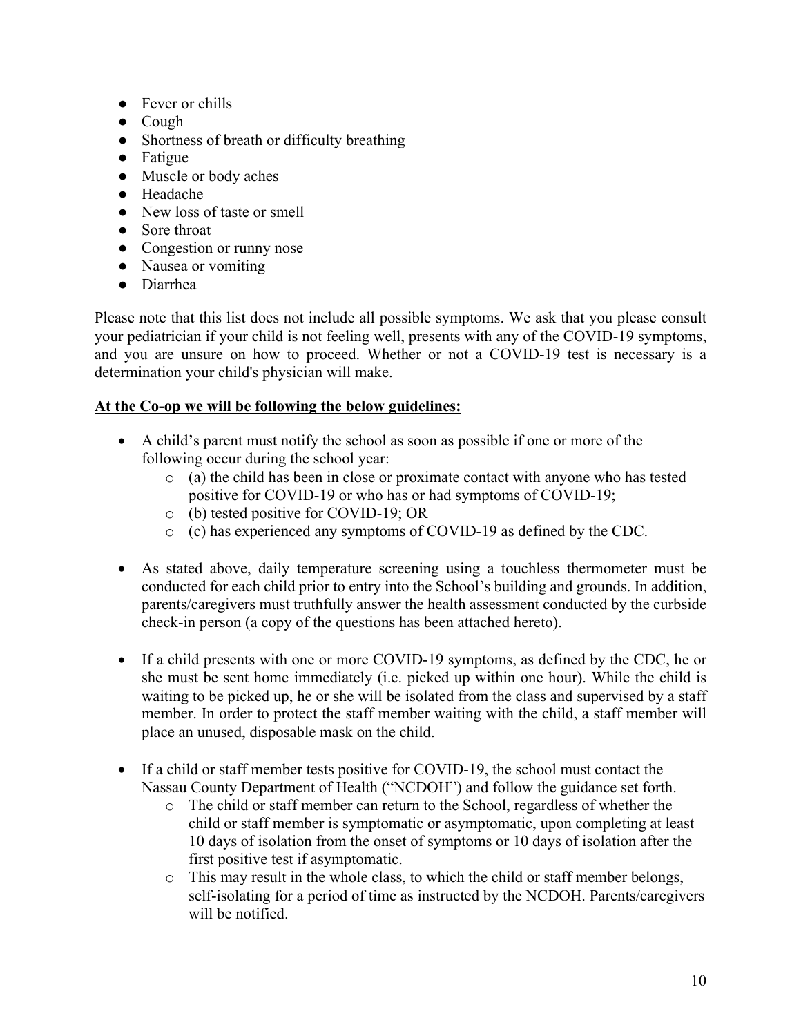- Fever or chills
- Cough
- Shortness of breath or difficulty breathing
- Fatigue
- Muscle or body aches
- Headache
- New loss of taste or smell
- Sore throat
- Congestion or runny nose
- Nausea or vomiting
- Diarrhea

Please note that this list does not include all possible symptoms. We ask that you please consult your pediatrician if your child is not feeling well, presents with any of the COVID-19 symptoms, and you are unsure on how to proceed. Whether or not a COVID-19 test is necessary is a determination your child's physician will make.

**<u>At the Co-op we will be following the below guidelines:</u>**

- A child's parent must notify the school as soon as possible if one or more of the following occur during the school year:
  - (a) the child has been in close or proximate contact with anyone who has tested positive for COVID-19 or who has or had symptoms of COVID-19;
  - (b) tested positive for COVID-19; OR
  - (c) has experienced any symptoms of COVID-19 as defined by the CDC.

- As stated above, daily temperature screening using a touchless thermometer must be conducted for each child prior to entry into the School's building and grounds. In addition, parents/caregivers must truthfully answer the health assessment conducted by the curbside check-in person (a copy of the questions has been attached hereto).

- If a child presents with one or more COVID-19 symptoms, as defined by the CDC, he or she must be sent home immediately (i.e. picked up within one hour). While the child is waiting to be picked up, he or she will be isolated from the class and supervised by a staff member. In order to protect the staff member waiting with the child, a staff member will place an unused, disposable mask on the child.

- If a child or staff member tests positive for COVID-19, the school must contact the Nassau County Department of Health ("NCDOH") and follow the guidance set forth.
  - The child or staff member can return to the School, regardless of whether the child or staff member is symptomatic or asymptomatic, upon completing at least 10 days of isolation from the onset of symptoms or 10 days of isolation after the first positive test if asymptomatic.
  - This may result in the whole class, to which the child or staff member belongs, self-isolating for a period of time as instructed by the NCDOH. Parents/caregivers will be notified.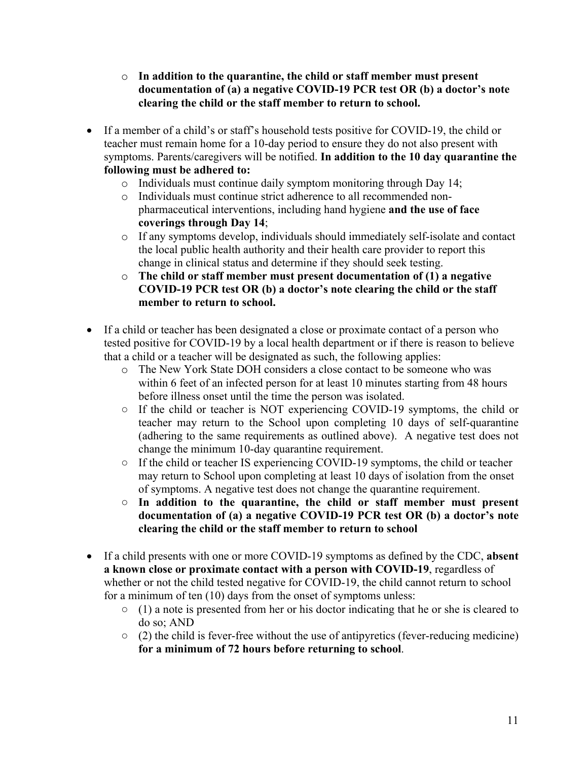- **In addition to the quarantine, the child or staff member must present documentation of (a) a negative COVID-19 PCR test OR (b) a doctor's note clearing the child or the staff member to return to school.**

- If a member of a child's or staff's household tests positive for COVID-19, the child or teacher must remain home for a 10-day period to ensure they do not also present with symptoms. Parents/caregivers will be notified. **In addition to the 10 day quarantine the following must be adhered to:**
  - Individuals must continue daily symptom monitoring through Day 14;
  - Individuals must continue strict adherence to all recommended non-pharmaceutical interventions, including hand hygiene **and the use of face coverings through Day 14**;
  - If any symptoms develop, individuals should immediately self-isolate and contact the local public health authority and their health care provider to report this change in clinical status and determine if they should seek testing.
  - **The child or staff member must present documentation of (1) a negative COVID-19 PCR test OR (b) a doctor's note clearing the child or the staff member to return to school.**

- If a child or teacher has been designated a close or proximate contact of a person who tested positive for COVID-19 by a local health department or if there is reason to believe that a child or a teacher will be designated as such, the following applies:
  - The New York State DOH considers a close contact to be someone who was within 6 feet of an infected person for at least 10 minutes starting from 48 hours before illness onset until the time the person was isolated.
  - If the child or teacher is NOT experiencing COVID-19 symptoms, the child or teacher may return to the School upon completing 10 days of self-quarantine (adhering to the same requirements as outlined above). A negative test does not change the minimum 10-day quarantine requirement.
  - If the child or teacher IS experiencing COVID-19 symptoms, the child or teacher may return to School upon completing at least 10 days of isolation from the onset of symptoms. A negative test does not change the quarantine requirement.
  - **In addition to the quarantine, the child or staff member must present documentation of (a) a negative COVID-19 PCR test OR (b) a doctor's note clearing the child or the staff member to return to school**

- If a child presents with one or more COVID-19 symptoms as defined by the CDC, **absent a known close or proximate contact with a person with COVID-19**, regardless of whether or not the child tested negative for COVID-19, the child cannot return to school for a minimum of ten (10) days from the onset of symptoms unless:
  - (1) a note is presented from her or his doctor indicating that he or she is cleared to do so; AND
  - (2) the child is fever-free without the use of antipyretics (fever-reducing medicine) **for a minimum of 72 hours before returning to school**.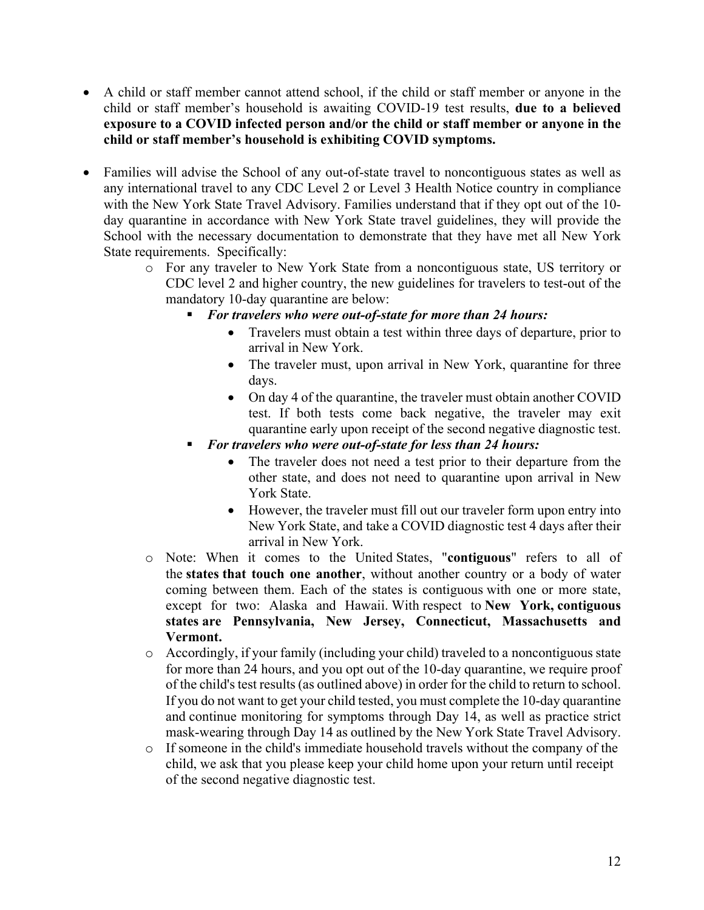- A child or staff member cannot attend school, if the child or staff member or anyone in the child or staff member's household is awaiting COVID-19 test results, **due to a believed exposure to a COVID infected person and/or the child or staff member or anyone in the child or staff member's household is exhibiting COVID symptoms.**

- Families will advise the School of any out-of-state travel to noncontiguous states as well as any international travel to any CDC Level 2 or Level 3 Health Notice country in compliance with the New York State Travel Advisory. Families understand that if they opt out of the 10-day quarantine in accordance with New York State travel guidelines, they will provide the School with the necessary documentation to demonstrate that they have met all New York State requirements. Specifically:
  - For any traveler to New York State from a noncontiguous state, US territory or CDC level 2 and higher country, the new guidelines for travelers to test-out of the mandatory 10-day quarantine are below:
    - ***For travelers who were out-of-state for more than 24 hours:***
      - Travelers must obtain a test within three days of departure, prior to arrival in New York.
      - The traveler must, upon arrival in New York, quarantine for three days.
      - On day 4 of the quarantine, the traveler must obtain another COVID test. If both tests come back negative, the traveler may exit quarantine early upon receipt of the second negative diagnostic test.
    - ***For travelers who were out-of-state for less than 24 hours:***
      - The traveler does not need a test prior to their departure from the other state, and does not need to quarantine upon arrival in New York State.
      - However, the traveler must fill out our traveler form upon entry into New York State, and take a COVID diagnostic test 4 days after their arrival in New York.
  - Note: When it comes to the United States, "**contiguous**" refers to all of the **states that touch one another**, without another country or a body of water coming between them. Each of the states is contiguous with one or more state, except for two: Alaska and Hawaii. With respect to **New York, contiguous states are Pennsylvania, New Jersey, Connecticut, Massachusetts and Vermont.**
  - Accordingly, if your family (including your child) traveled to a noncontiguous state for more than 24 hours, and you opt out of the 10-day quarantine, we require proof of the child's test results (as outlined above) in order for the child to return to school. If you do not want to get your child tested, you must complete the 10-day quarantine and continue monitoring for symptoms through Day 14, as well as practice strict mask-wearing through Day 14 as outlined by the New York State Travel Advisory.
  - If someone in the child's immediate household travels without the company of the child, we ask that you please keep your child home upon your return until receipt of the second negative diagnostic test.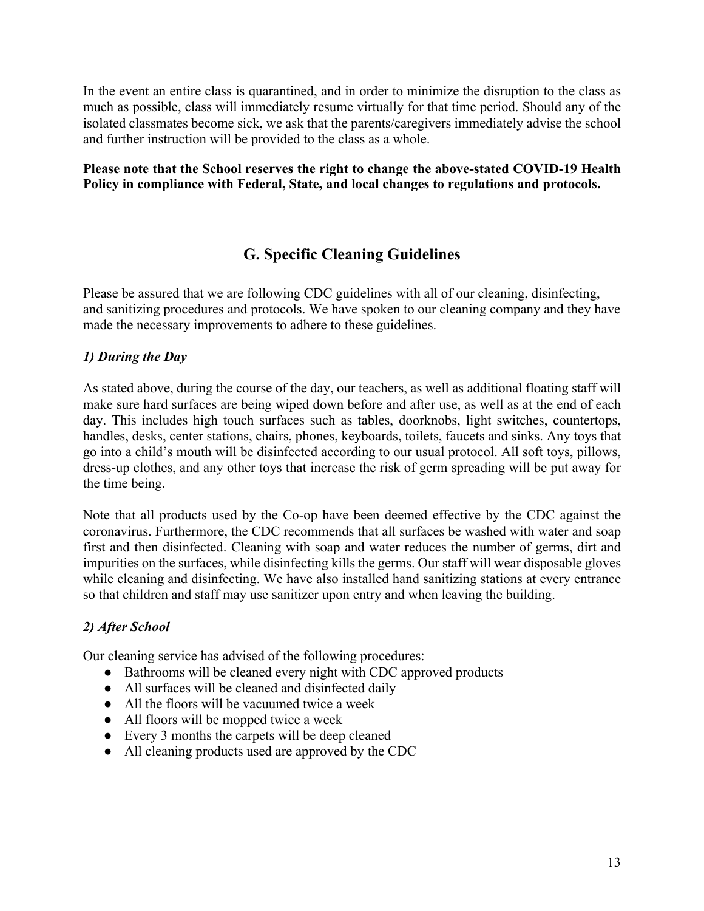In the event an entire class is quarantined, and in order to minimize the disruption to the class as much as possible, class will immediately resume virtually for that time period. Should any of the isolated classmates become sick, we ask that the parents/caregivers immediately advise the school and further instruction will be provided to the class as a whole.

**Please note that the School reserves the right to change the above-stated COVID-19 Health Policy in compliance with Federal, State, and local changes to regulations and protocols.**

## G. Specific Cleaning Guidelines

Please be assured that we are following CDC guidelines with all of our cleaning, disinfecting, and sanitizing procedures and protocols. We have spoken to our cleaning company and they have made the necessary improvements to adhere to these guidelines.

### *1) During the Day*

As stated above, during the course of the day, our teachers, as well as additional floating staff will make sure hard surfaces are being wiped down before and after use, as well as at the end of each day. This includes high touch surfaces such as tables, doorknobs, light switches, countertops, handles, desks, center stations, chairs, phones, keyboards, toilets, faucets and sinks. Any toys that go into a child's mouth will be disinfected according to our usual protocol. All soft toys, pillows, dress-up clothes, and any other toys that increase the risk of germ spreading will be put away for the time being.

Note that all products used by the Co-op have been deemed effective by the CDC against the coronavirus. Furthermore, the CDC recommends that all surfaces be washed with water and soap first and then disinfected. Cleaning with soap and water reduces the number of germs, dirt and impurities on the surfaces, while disinfecting kills the germs. Our staff will wear disposable gloves while cleaning and disinfecting. We have also installed hand sanitizing stations at every entrance so that children and staff may use sanitizer upon entry and when leaving the building.

### *2) After School*

Our cleaning service has advised of the following procedures:

- Bathrooms will be cleaned every night with CDC approved products
- All surfaces will be cleaned and disinfected daily
- All the floors will be vacuumed twice a week
- All floors will be mopped twice a week
- Every 3 months the carpets will be deep cleaned
- All cleaning products used are approved by the CDC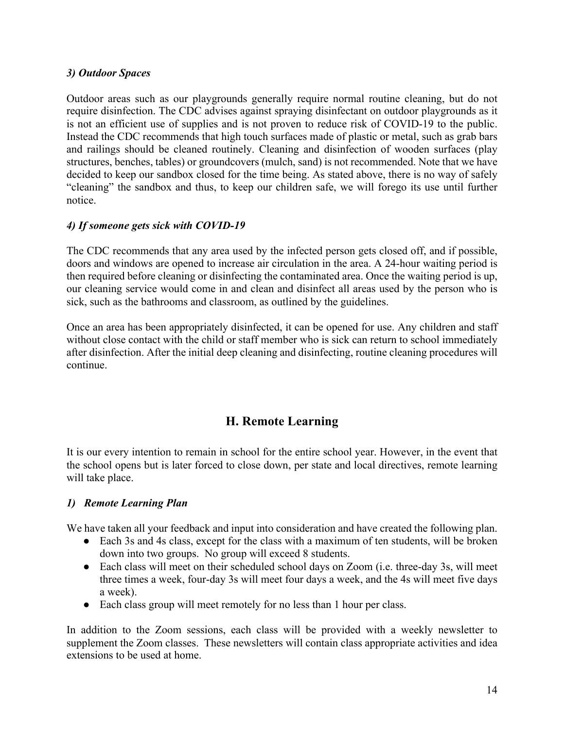### *3) Outdoor Spaces*

Outdoor areas such as our playgrounds generally require normal routine cleaning, but do not require disinfection. The CDC advises against spraying disinfectant on outdoor playgrounds as it is not an efficient use of supplies and is not proven to reduce risk of COVID-19 to the public. Instead the CDC recommends that high touch surfaces made of plastic or metal, such as grab bars and railings should be cleaned routinely. Cleaning and disinfection of wooden surfaces (play structures, benches, tables) or groundcovers (mulch, sand) is not recommended. Note that we have decided to keep our sandbox closed for the time being. As stated above, there is no way of safely "cleaning" the sandbox and thus, to keep our children safe, we will forego its use until further notice.

### *4) If someone gets sick with COVID-19*

The CDC recommends that any area used by the infected person gets closed off, and if possible, doors and windows are opened to increase air circulation in the area. A 24-hour waiting period is then required before cleaning or disinfecting the contaminated area. Once the waiting period is up, our cleaning service would come in and clean and disinfect all areas used by the person who is sick, such as the bathrooms and classroom, as outlined by the guidelines.

Once an area has been appropriately disinfected, it can be opened for use. Any children and staff without close contact with the child or staff member who is sick can return to school immediately after disinfection. After the initial deep cleaning and disinfecting, routine cleaning procedures will continue.

## H. Remote Learning

It is our every intention to remain in school for the entire school year. However, in the event that the school opens but is later forced to close down, per state and local directives, remote learning will take place.

### *1) Remote Learning Plan*

We have taken all your feedback and input into consideration and have created the following plan.

- Each 3s and 4s class, except for the class with a maximum of ten students, will be broken down into two groups. No group will exceed 8 students.
- Each class will meet on their scheduled school days on Zoom (i.e. three-day 3s, will meet three times a week, four-day 3s will meet four days a week, and the 4s will meet five days a week).
- Each class group will meet remotely for no less than 1 hour per class.

In addition to the Zoom sessions, each class will be provided with a weekly newsletter to supplement the Zoom classes. These newsletters will contain class appropriate activities and idea extensions to be used at home.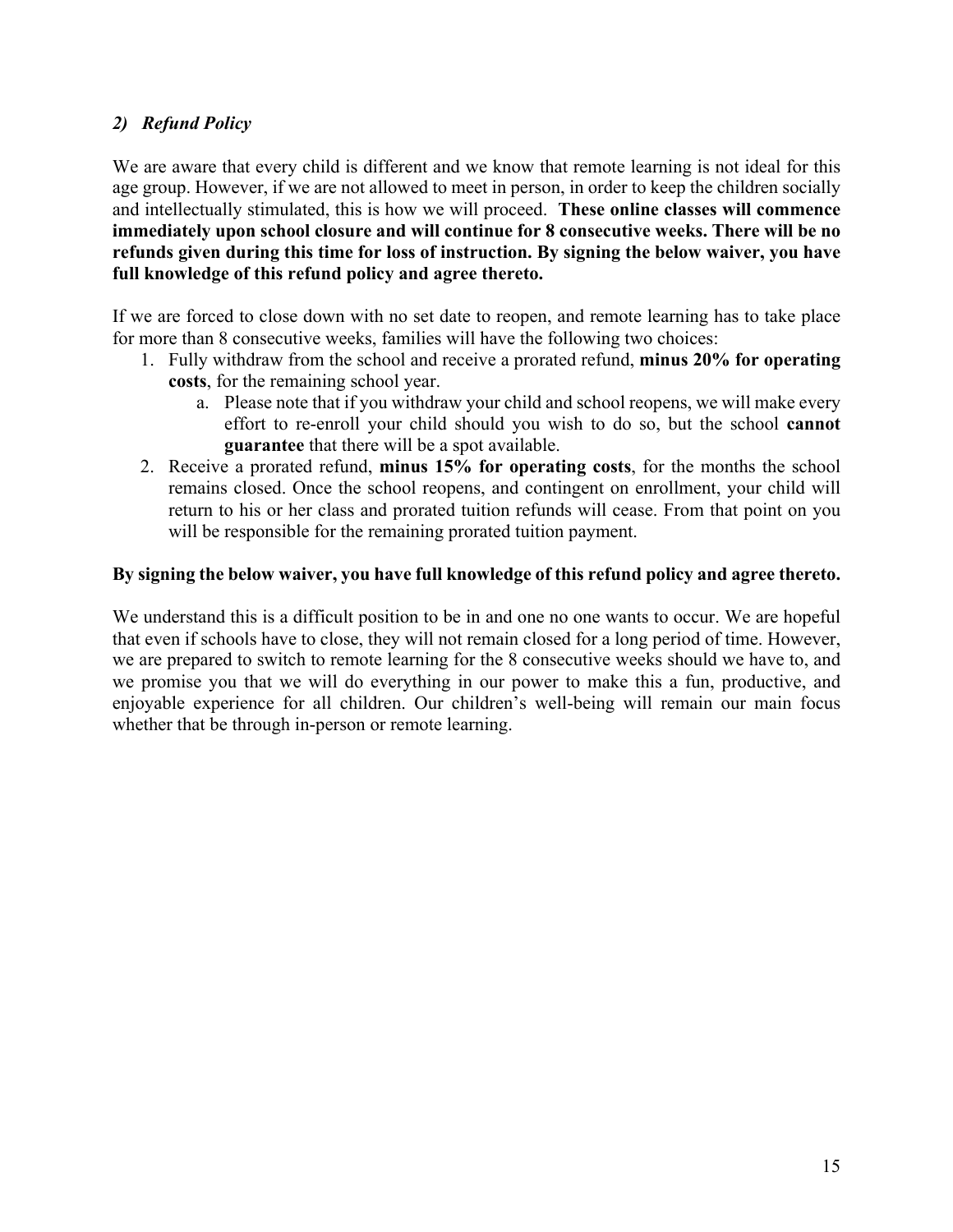## *2) Refund Policy*

We are aware that every child is different and we know that remote learning is not ideal for this age group. However, if we are not allowed to meet in person, in order to keep the children socially and intellectually stimulated, this is how we will proceed. **These online classes will commence immediately upon school closure and will continue for 8 consecutive weeks. There will be no refunds given during this time for loss of instruction. By signing the below waiver, you have full knowledge of this refund policy and agree thereto.**

If we are forced to close down with no set date to reopen, and remote learning has to take place for more than 8 consecutive weeks, families will have the following two choices:

1. Fully withdraw from the school and receive a prorated refund, **minus 20% for operating costs**, for the remaining school year.
    a. Please note that if you withdraw your child and school reopens, we will make every effort to re-enroll your child should you wish to do so, but the school **cannot guarantee** that there will be a spot available.
2. Receive a prorated refund, **minus 15% for operating costs**, for the months the school remains closed. Once the school reopens, and contingent on enrollment, your child will return to his or her class and prorated tuition refunds will cease. From that point on you will be responsible for the remaining prorated tuition payment.

**By signing the below waiver, you have full knowledge of this refund policy and agree thereto.**

We understand this is a difficult position to be in and one no one wants to occur. We are hopeful that even if schools have to close, they will not remain closed for a long period of time. However, we are prepared to switch to remote learning for the 8 consecutive weeks should we have to, and we promise you that we will do everything in our power to make this a fun, productive, and enjoyable experience for all children. Our children's well-being will remain our main focus whether that be through in-person or remote learning.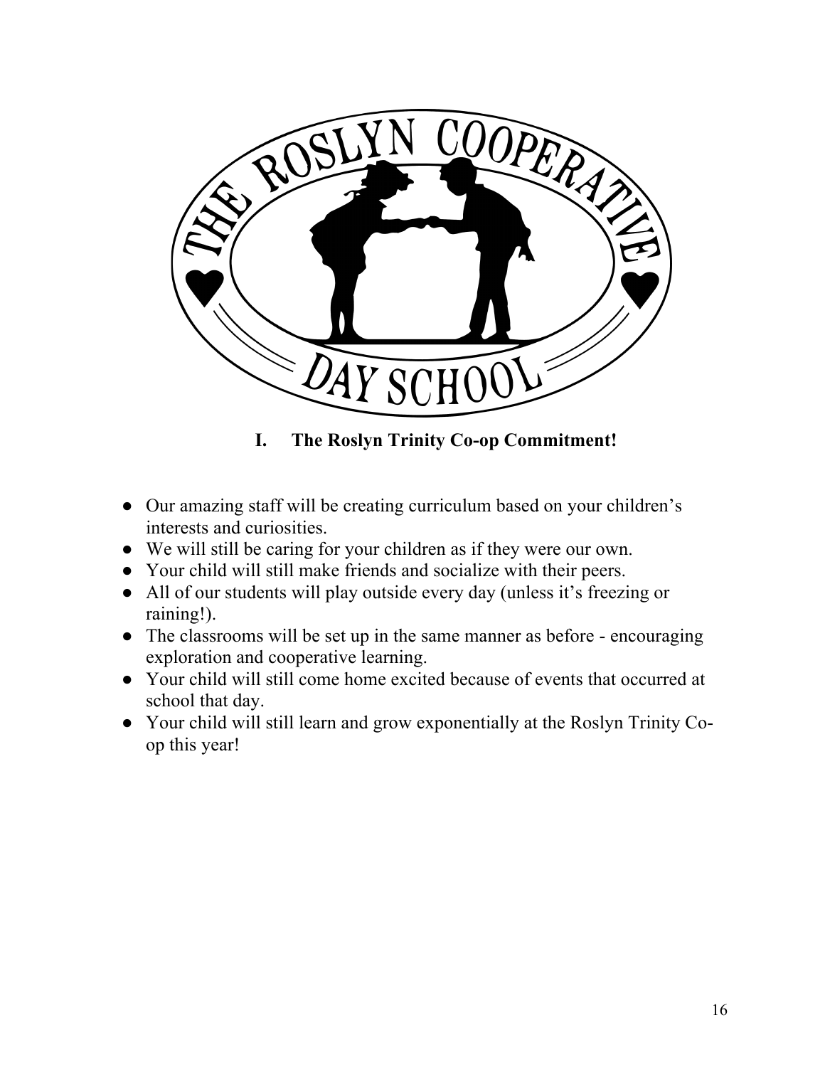## I. The Roslyn Trinity Co-op Commitment!

- Our amazing staff will be creating curriculum based on your children's interests and curiosities.
- We will still be caring for your children as if they were our own.
- Your child will still make friends and socialize with their peers.
- All of our students will play outside every day (unless it's freezing or raining!).
- The classrooms will be set up in the same manner as before - encouraging exploration and cooperative learning.
- Your child will still come home excited because of events that occurred at school that day.
- Your child will still learn and grow exponentially at the Roslyn Trinity Co-op this year!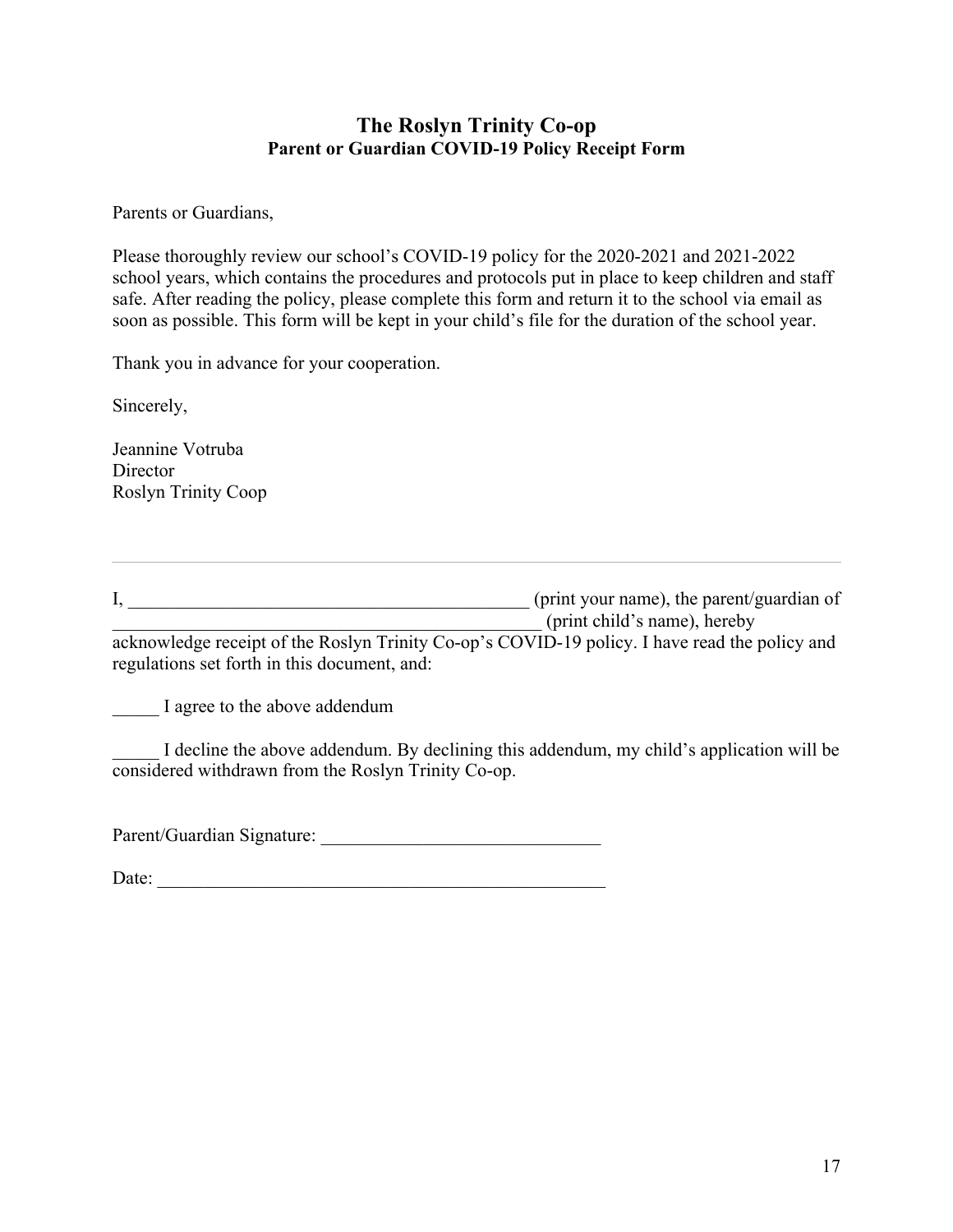# The Roslyn Trinity Co-op

## Parent or Guardian COVID-19 Policy Receipt Form

Parents or Guardians,

Please thoroughly review our school's COVID-19 policy for the 2020-2021 and 2021-2022 school years, which contains the procedures and protocols put in place to keep children and staff safe. After reading the policy, please complete this form and return it to the school via email as soon as possible. This form will be kept in your child's file for the duration of the school year.

Thank you in advance for your cooperation.

Sincerely,

Jeannine Votruba  
Director  
Roslyn Trinity Coop

---

I, _____________________________________________ (print your name), the parent/guardian of _______________________________________________ (print child's name), hereby acknowledge receipt of the Roslyn Trinity Co-op's COVID-19 policy. I have read the policy and regulations set forth in this document, and:

_____ I agree to the above addendum

_____ I decline the above addendum. By declining this addendum, my child's application will be considered withdrawn from the Roslyn Trinity Co-op.

Parent/Guardian Signature: _______________________________

Date: __________________________________________________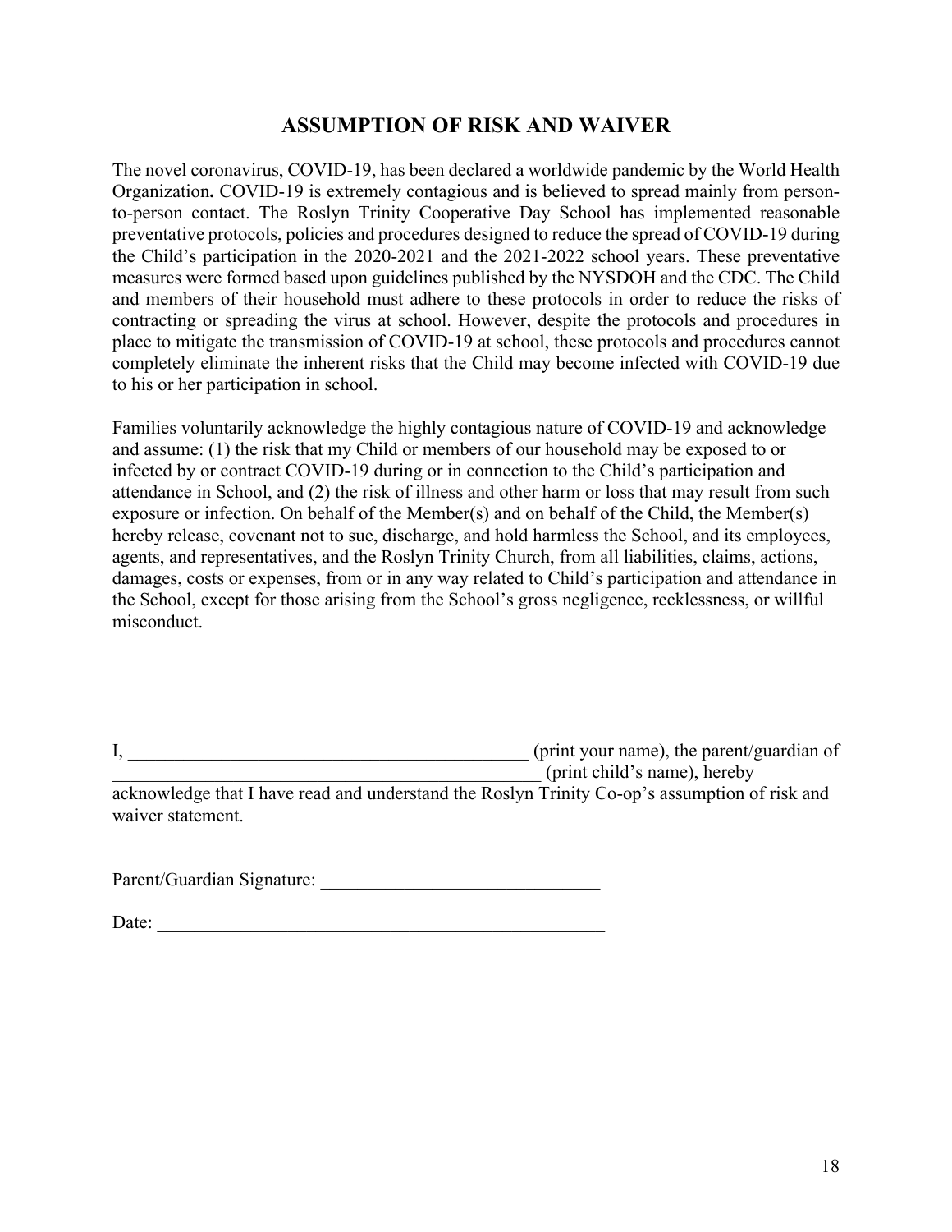# ASSUMPTION OF RISK AND WAIVER

The novel coronavirus, COVID-19, has been declared a worldwide pandemic by the World Health Organization**.** COVID-19 is extremely contagious and is believed to spread mainly from person-to-person contact. The Roslyn Trinity Cooperative Day School has implemented reasonable preventative protocols, policies and procedures designed to reduce the spread of COVID-19 during the Child's participation in the 2020-2021 and the 2021-2022 school years. These preventative measures were formed based upon guidelines published by the NYSDOH and the CDC. The Child and members of their household must adhere to these protocols in order to reduce the risks of contracting or spreading the virus at school. However, despite the protocols and procedures in place to mitigate the transmission of COVID-19 at school, these protocols and procedures cannot completely eliminate the inherent risks that the Child may become infected with COVID-19 due to his or her participation in school.

Families voluntarily acknowledge the highly contagious nature of COVID-19 and acknowledge and assume: (1) the risk that my Child or members of our household may be exposed to or infected by or contract COVID-19 during or in connection to the Child's participation and attendance in School, and (2) the risk of illness and other harm or loss that may result from such exposure or infection. On behalf of the Member(s) and on behalf of the Child, the Member(s) hereby release, covenant not to sue, discharge, and hold harmless the School, and its employees, agents, and representatives, and the Roslyn Trinity Church, from all liabilities, claims, actions, damages, costs or expenses, from or in any way related to Child's participation and attendance in the School, except for those arising from the School's gross negligence, recklessness, or willful misconduct.

---

I, _____________________________________________ (print your name), the parent/guardian of _______________________________________________ (print child's name), hereby acknowledge that I have read and understand the Roslyn Trinity Co-op's assumption of risk and waiver statement.

Parent/Guardian Signature: ______________________________

Date: __________________________________________________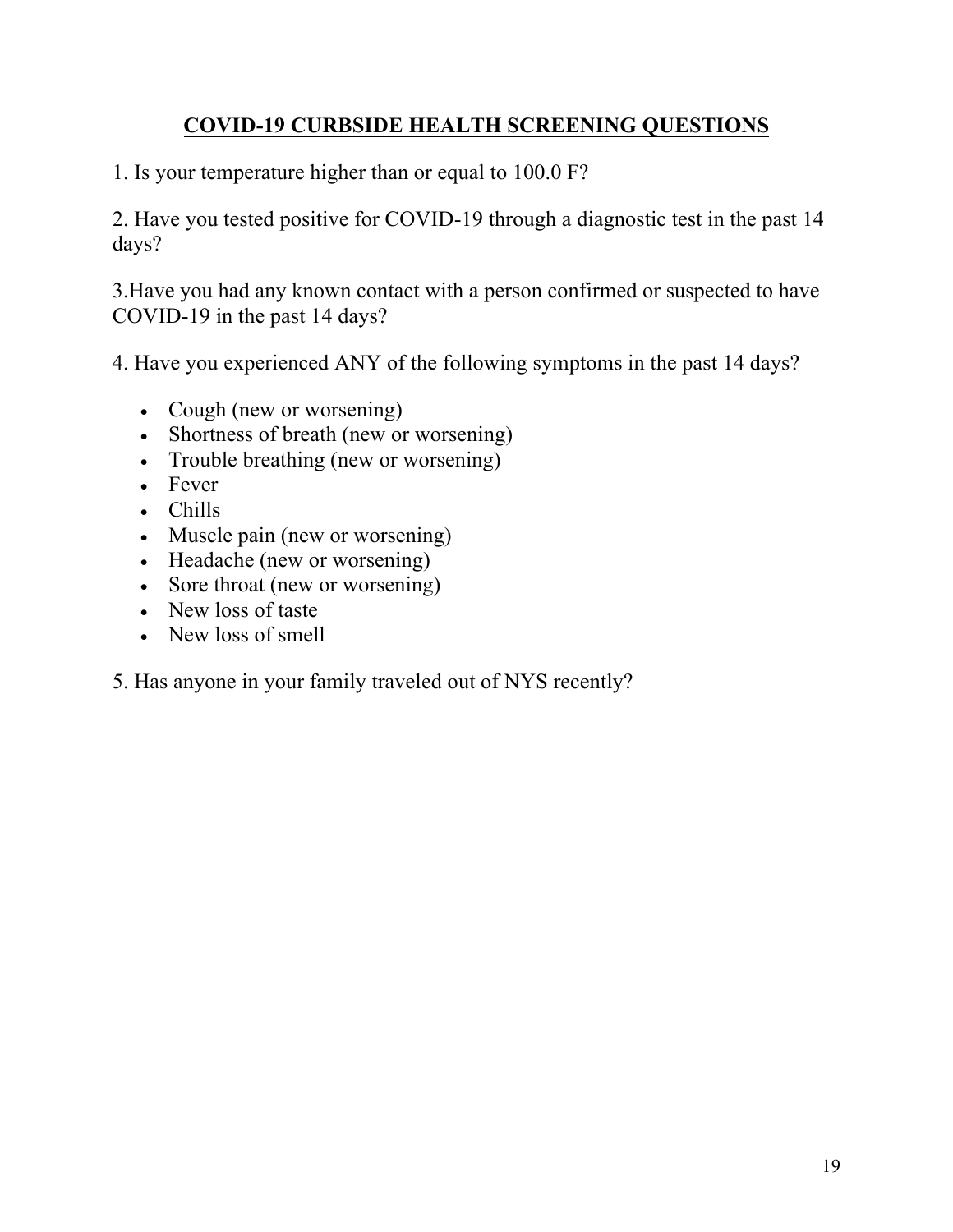## COVID-19 CURBSIDE HEALTH SCREENING QUESTIONS

1. Is your temperature higher than or equal to 100.0 F?

2. Have you tested positive for COVID-19 through a diagnostic test in the past 14 days?

3.Have you had any known contact with a person confirmed or suspected to have COVID-19 in the past 14 days?

4. Have you experienced ANY of the following symptoms in the past 14 days?

- Cough (new or worsening)
- Shortness of breath (new or worsening)
- Trouble breathing (new or worsening)
- Fever
- Chills
- Muscle pain (new or worsening)
- Headache (new or worsening)
- Sore throat (new or worsening)
- New loss of taste
- New loss of smell

5. Has anyone in your family traveled out of NYS recently?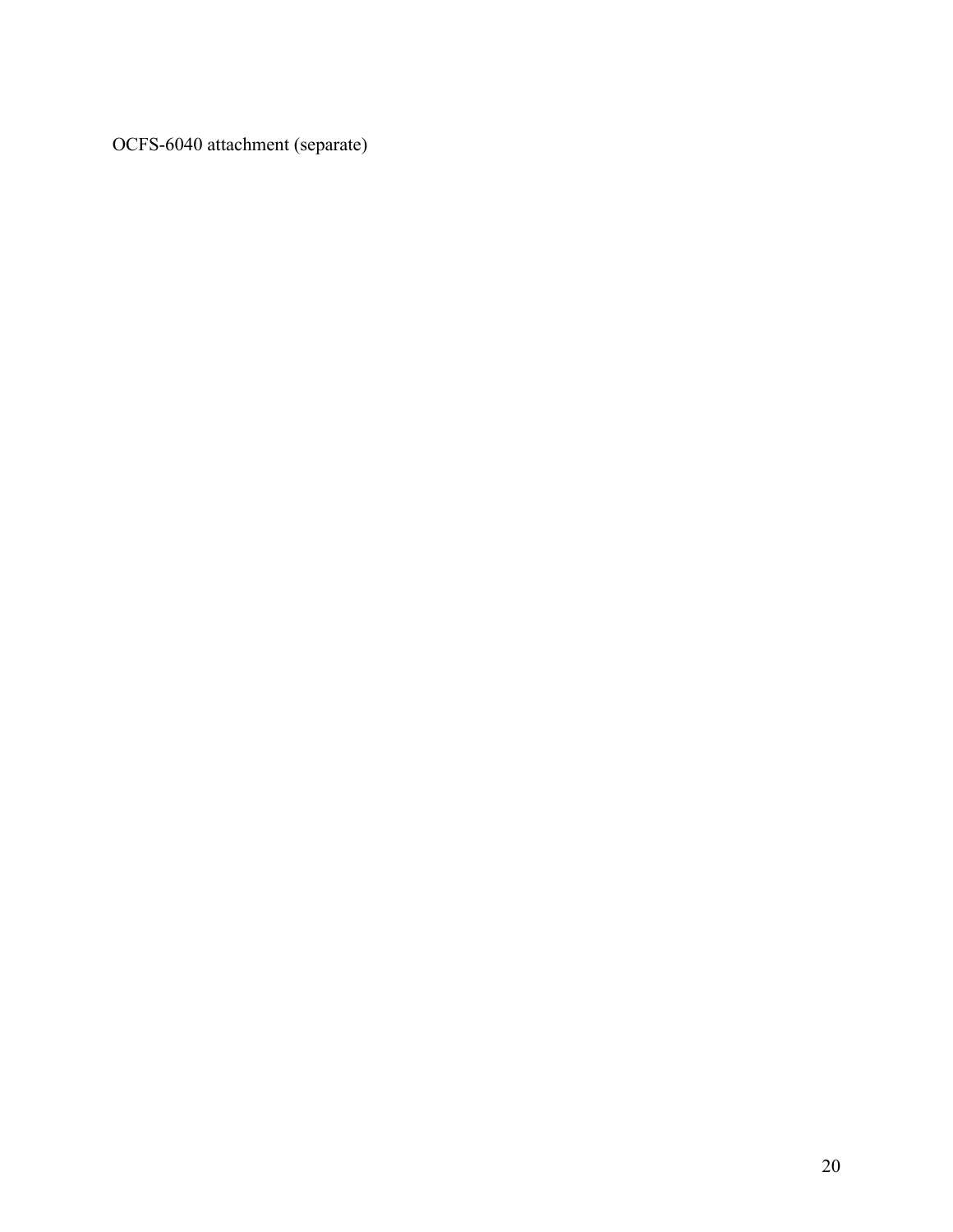OCFS-6040 attachment (separate)